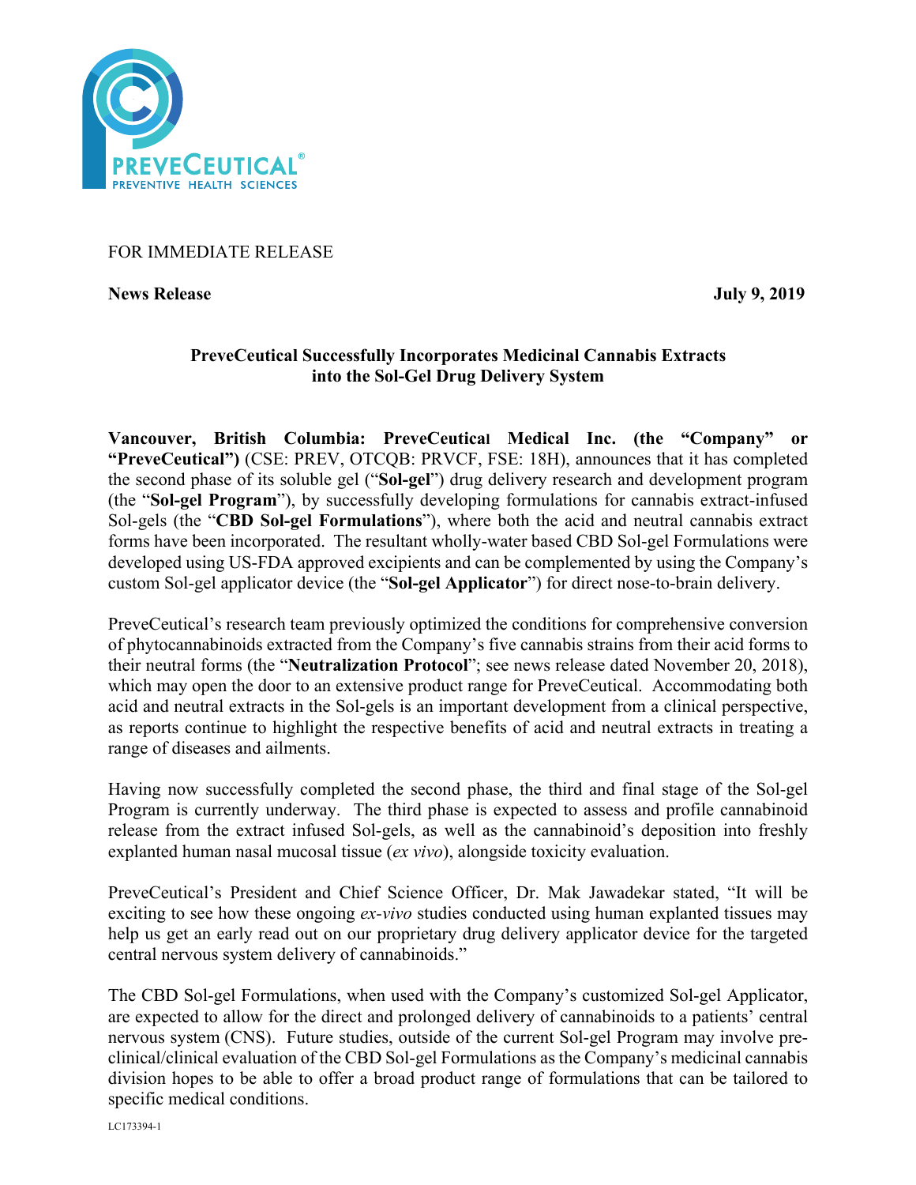PREVECEUTICAL®
PREVENTIVE HEALTH SCIENCES

FOR IMMEDIATE RELEASE

**News Release** **July 9, 2019**

**PreveCeutical Successfully Incorporates Medicinal Cannabis Extracts into the Sol-Gel Drug Delivery System**

**Vancouver, British Columbia: PreveCeutical Medical Inc. (the "Company" or "PreveCeutical")** (CSE: PREV, OTCQB: PRVCF, FSE: 18H), announces that it has completed the second phase of its soluble gel ("**Sol-gel**") drug delivery research and development program (the "**Sol-gel Program**"), by successfully developing formulations for cannabis extract-infused Sol-gels (the "**CBD Sol-gel Formulations**"), where both the acid and neutral cannabis extract forms have been incorporated. The resultant wholly-water based CBD Sol-gel Formulations were developed using US-FDA approved excipients and can be complemented by using the Company's custom Sol-gel applicator device (the "**Sol-gel Applicator**") for direct nose-to-brain delivery.

PreveCeutical's research team previously optimized the conditions for comprehensive conversion of phytocannabinoids extracted from the Company's five cannabis strains from their acid forms to their neutral forms (the "**Neutralization Protocol**"; see news release dated November 20, 2018), which may open the door to an extensive product range for PreveCeutical. Accommodating both acid and neutral extracts in the Sol-gels is an important development from a clinical perspective, as reports continue to highlight the respective benefits of acid and neutral extracts in treating a range of diseases and ailments.

Having now successfully completed the second phase, the third and final stage of the Sol-gel Program is currently underway. The third phase is expected to assess and profile cannabinoid release from the extract infused Sol-gels, as well as the cannabinoid's deposition into freshly explanted human nasal mucosal tissue (*ex vivo*), alongside toxicity evaluation.

PreveCeutical's President and Chief Science Officer, Dr. Mak Jawadekar stated, "It will be exciting to see how these ongoing *ex-vivo* studies conducted using human explanted tissues may help us get an early read out on our proprietary drug delivery applicator device for the targeted central nervous system delivery of cannabinoids."

The CBD Sol-gel Formulations, when used with the Company's customized Sol-gel Applicator, are expected to allow for the direct and prolonged delivery of cannabinoids to a patients' central nervous system (CNS). Future studies, outside of the current Sol-gel Program may involve pre-clinical/clinical evaluation of the CBD Sol-gel Formulations as the Company's medicinal cannabis division hopes to be able to offer a broad product range of formulations that can be tailored to specific medical conditions.

LC173394-1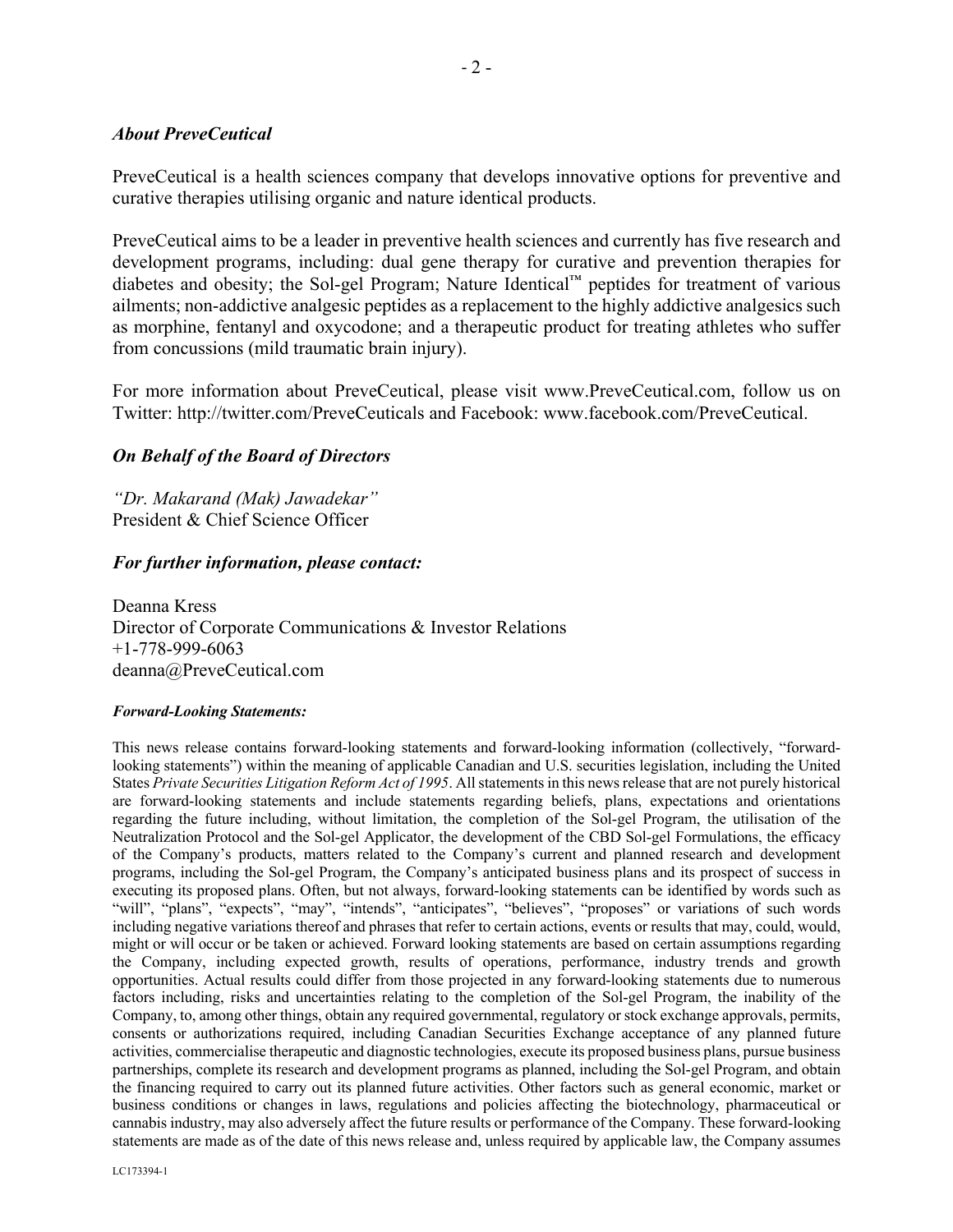### *About PreveCeutical*

PreveCeutical is a health sciences company that develops innovative options for preventive and curative therapies utilising organic and nature identical products.

PreveCeutical aims to be a leader in preventive health sciences and currently has five research and development programs, including: dual gene therapy for curative and prevention therapies for diabetes and obesity; the Sol-gel Program; Nature Identical™ peptides for treatment of various ailments; non-addictive analgesic peptides as a replacement to the highly addictive analgesics such as morphine, fentanyl and oxycodone; and a therapeutic product for treating athletes who suffer from concussions (mild traumatic brain injury).

For more information about PreveCeutical, please visit www.PreveCeutical.com, follow us on Twitter: http://twitter.com/PreveCeuticals and Facebook: www.facebook.com/PreveCeutical.

### *On Behalf of the Board of Directors*

*"Dr. Makarand (Mak) Jawadekar"*
President & Chief Science Officer

### *For further information, please contact:*

Deanna Kress
Director of Corporate Communications & Investor Relations
+1-778-999-6063
deanna@PreveCeutical.com

***Forward-Looking Statements:***

This news release contains forward-looking statements and forward-looking information (collectively, "forward-looking statements") within the meaning of applicable Canadian and U.S. securities legislation, including the United States *Private Securities Litigation Reform Act of 1995*. All statements in this news release that are not purely historical are forward-looking statements and include statements regarding beliefs, plans, expectations and orientations regarding the future including, without limitation, the completion of the Sol-gel Program, the utilisation of the Neutralization Protocol and the Sol-gel Applicator, the development of the CBD Sol-gel Formulations, the efficacy of the Company's products, matters related to the Company's current and planned research and development programs, including the Sol-gel Program, the Company's anticipated business plans and its prospect of success in executing its proposed plans. Often, but not always, forward-looking statements can be identified by words such as "will", "plans", "expects", "may", "intends", "anticipates", "believes", "proposes" or variations of such words including negative variations thereof and phrases that refer to certain actions, events or results that may, could, would, might or will occur or be taken or achieved. Forward looking statements are based on certain assumptions regarding the Company, including expected growth, results of operations, performance, industry trends and growth opportunities. Actual results could differ from those projected in any forward-looking statements due to numerous factors including, risks and uncertainties relating to the completion of the Sol-gel Program, the inability of the Company, to, among other things, obtain any required governmental, regulatory or stock exchange approvals, permits, consents or authorizations required, including Canadian Securities Exchange acceptance of any planned future activities, commercialise therapeutic and diagnostic technologies, execute its proposed business plans, pursue business partnerships, complete its research and development programs as planned, including the Sol-gel Program, and obtain the financing required to carry out its planned future activities. Other factors such as general economic, market or business conditions or changes in laws, regulations and policies affecting the biotechnology, pharmaceutical or cannabis industry, may also adversely affect the future results or performance of the Company. These forward-looking statements are made as of the date of this news release and, unless required by applicable law, the Company assumes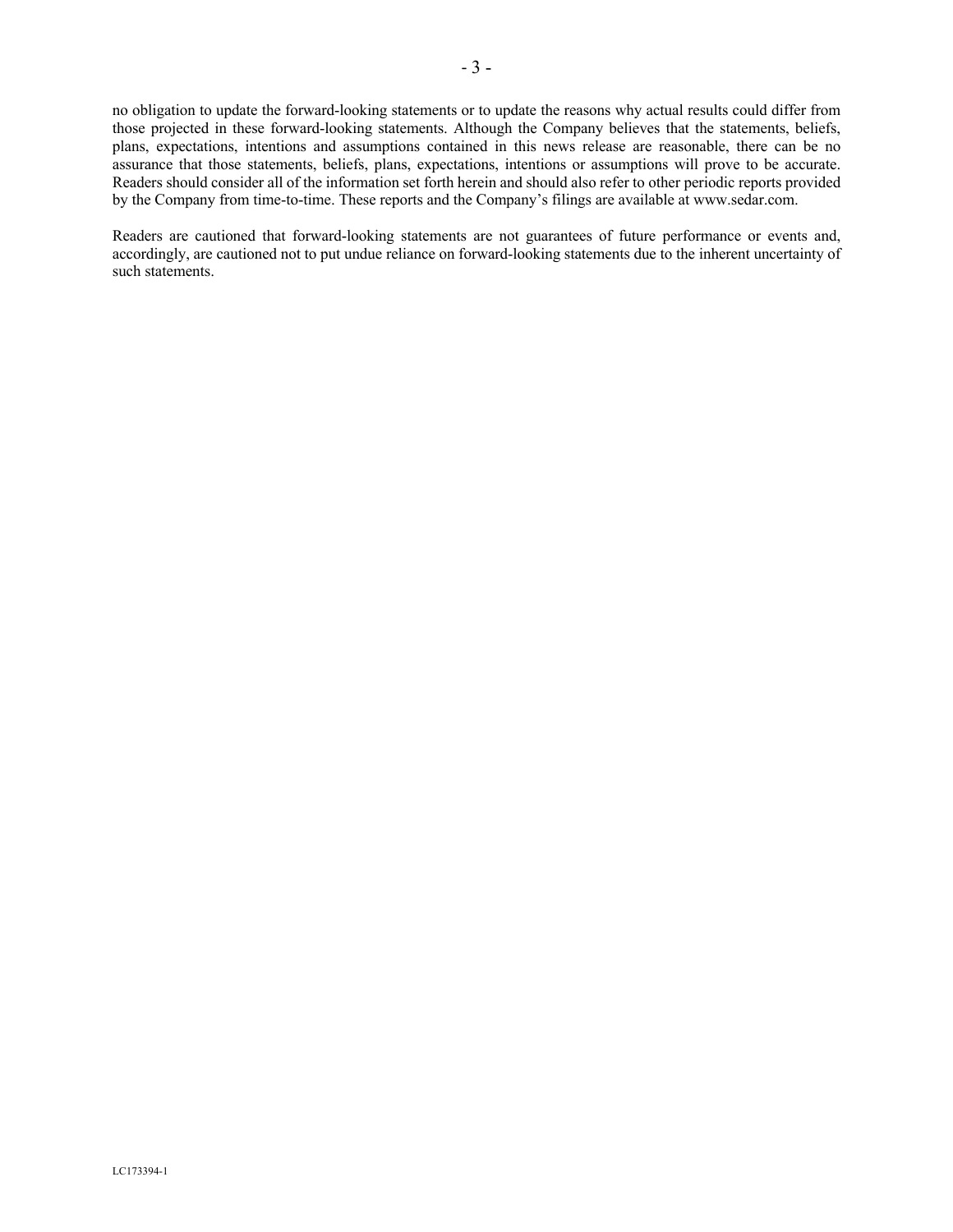no obligation to update the forward-looking statements or to update the reasons why actual results could differ from those projected in these forward-looking statements. Although the Company believes that the statements, beliefs, plans, expectations, intentions and assumptions contained in this news release are reasonable, there can be no assurance that those statements, beliefs, plans, expectations, intentions or assumptions will prove to be accurate. Readers should consider all of the information set forth herein and should also refer to other periodic reports provided by the Company from time-to-time. These reports and the Company's filings are available at www.sedar.com.

Readers are cautioned that forward-looking statements are not guarantees of future performance or events and, accordingly, are cautioned not to put undue reliance on forward-looking statements due to the inherent uncertainty of such statements.

LC173394-1